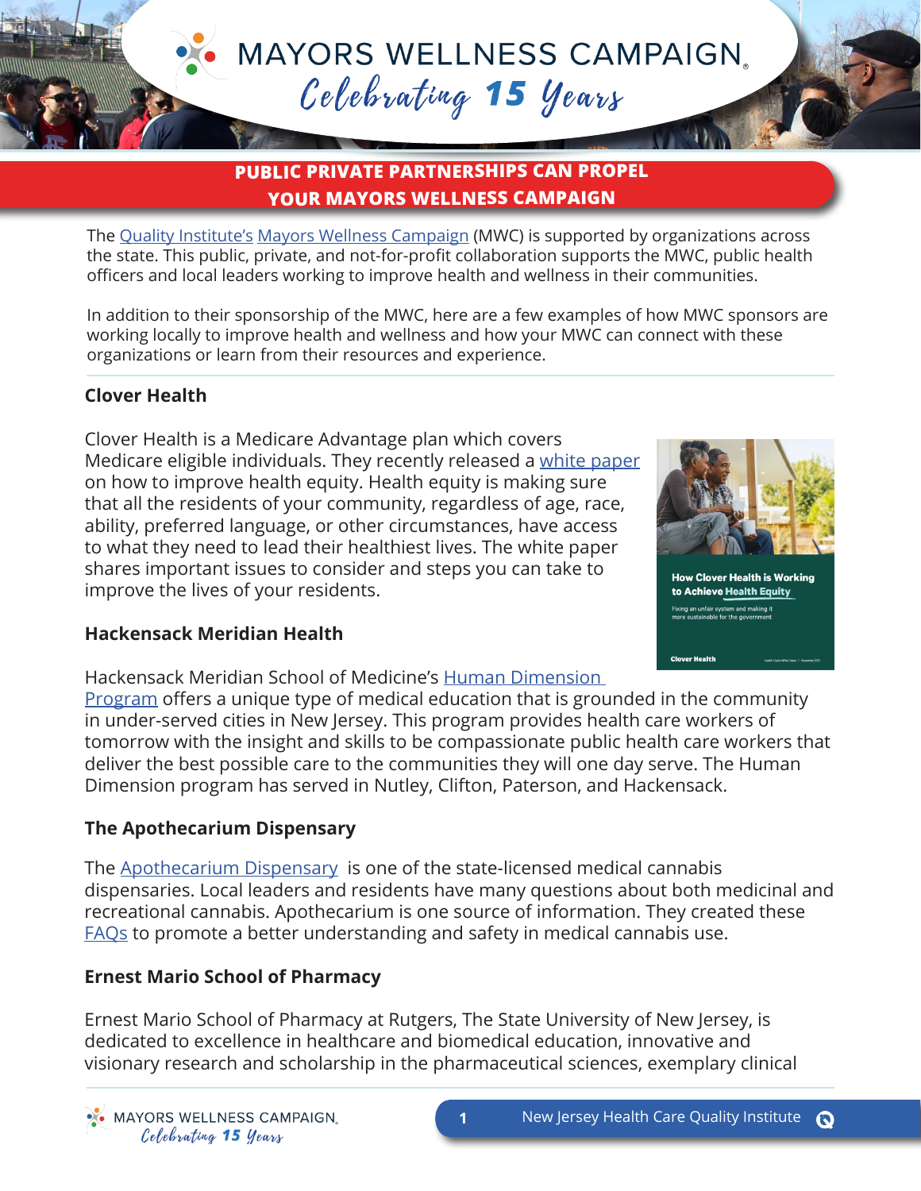# MAYORS WELLNESS CAMPAIGN

*Celebrating 15 Years*

## PUBLIC PRIVATE PARTNERSHIPS CAN PROPEL YOUR MAYORS WELLNESS CAMPAIGN

The Quality Institute's Mayors Wellness Campaign (MWC) is supported by organizations across the state. This public, private, and not-for-profit collaboration supports the MWC, public health officers and local leaders working to improve health and wellness in their communities.

In addition to their sponsorship of the MWC, here are a few examples of how MWC sponsors are working locally to improve health and wellness and how your MWC can connect with these organizations or learn from their resources and experience.

### Clover Health

Clover Health is a Medicare Advantage plan which covers Medicare eligible individuals. They recently released a white paper on how to improve health equity. Health equity is making sure that all the residents of your community, regardless of age, race, ability, preferred language, or other circumstances, have access to what they need to lead their healthiest lives. The white paper shares important issues to consider and steps you can take to improve the lives of your residents.

How Clover Health is Working to Achieve Health Equity

Fixing an unfair system and making it more sustainable for the government

Clover Health

### Hackensack Meridian Health

Hackensack Meridian School of Medicine's Human Dimension Program offers a unique type of medical education that is grounded in the community in under-served cities in New Jersey. This program provides health care workers of tomorrow with the insight and skills to be compassionate public health care workers that deliver the best possible care to the communities they will one day serve. The Human Dimension program has served in Nutley, Clifton, Paterson, and Hackensack.

### The Apothecarium Dispensary

The Apothecarium Dispensary is one of the state-licensed medical cannabis dispensaries. Local leaders and residents have many questions about both medicinal and recreational cannabis. Apothecarium is one source of information. They created these FAQs to promote a better understanding and safety in medical cannabis use.

### Ernest Mario School of Pharmacy

Ernest Mario School of Pharmacy at Rutgers, The State University of New Jersey, is dedicated to excellence in healthcare and biomedical education, innovative and visionary research and scholarship in the pharmaceutical sciences, exemplary clinical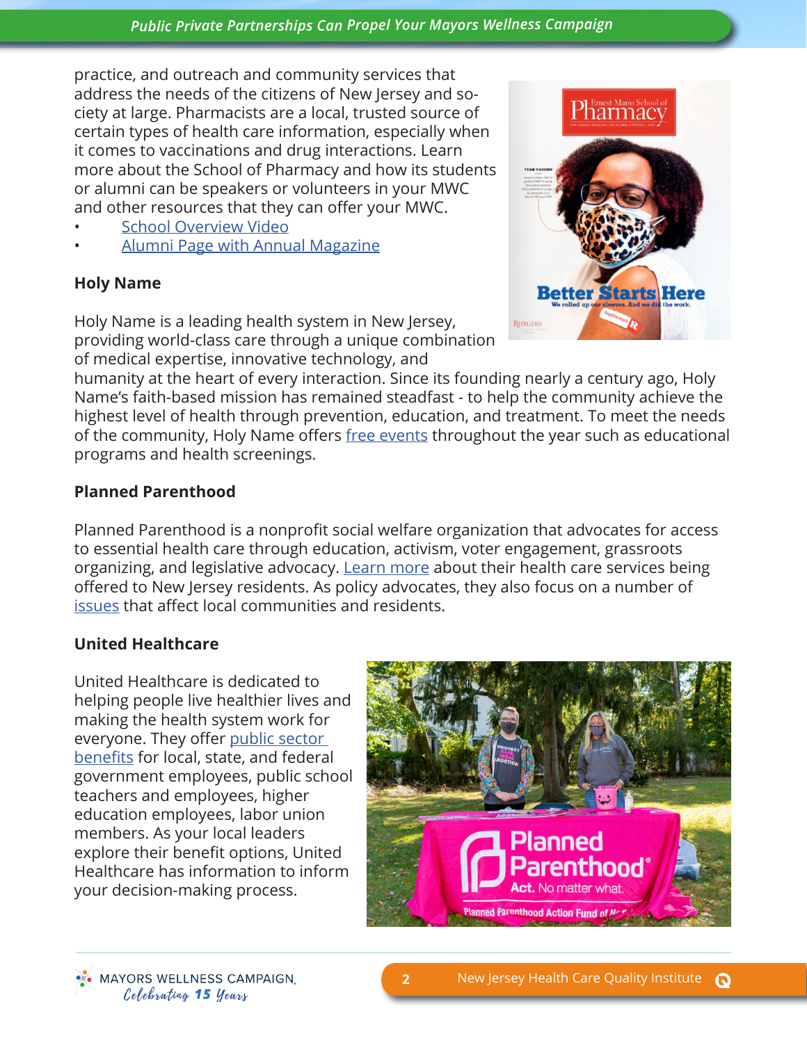practice, and outreach and community services that address the needs of the citizens of New Jersey and society at large. Pharmacists are a local, trusted source of certain types of health care information, especially when it comes to vaccinations and drug interactions. Learn more about the School of Pharmacy and how its students or alumni can be speakers or volunteers in your MWC and other resources that they can offer your MWC.

- School Overview Video
- Alumni Page with Annual Magazine

### Holy Name

Holy Name is a leading health system in New Jersey, providing world-class care through a unique combination of medical expertise, innovative technology, and humanity at the heart of every interaction. Since its founding nearly a century ago, Holy Name's faith-based mission has remained steadfast - to help the community achieve the highest level of health through prevention, education, and treatment. To meet the needs of the community, Holy Name offers free events throughout the year such as educational programs and health screenings.

### Planned Parenthood

Planned Parenthood is a nonprofit social welfare organization that advocates for access to essential health care through education, activism, voter engagement, grassroots organizing, and legislative advocacy. Learn more about their health care services being offered to New Jersey residents. As policy advocates, they also focus on a number of issues that affect local communities and residents.

### United Healthcare

United Healthcare is dedicated to helping people live healthier lives and making the health system work for everyone. They offer public sector benefits for local, state, and federal government employees, public school teachers and employees, higher education employees, labor union members. As your local leaders explore their benefit options, United Healthcare has information to inform your decision-making process.